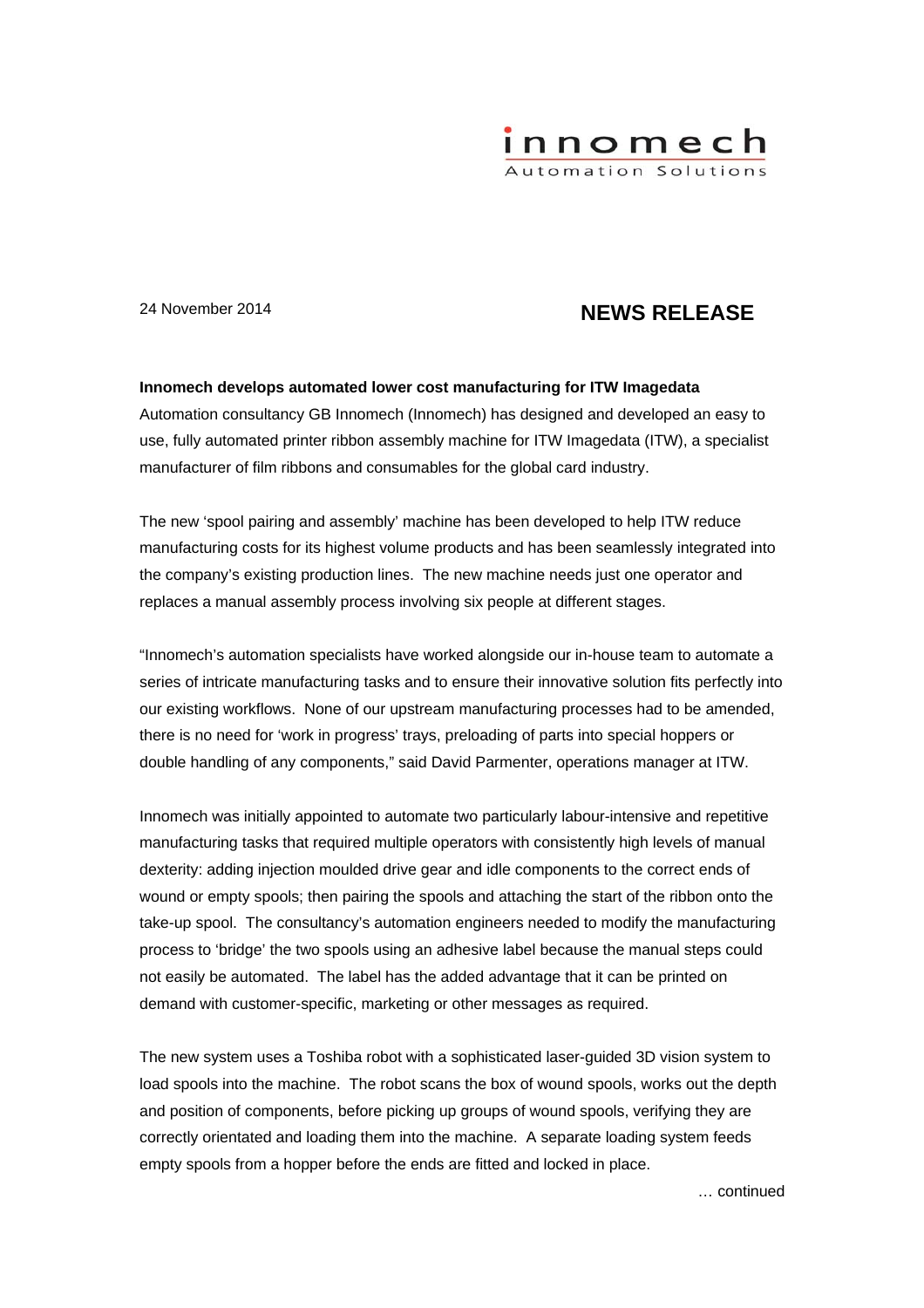innomech
Automation Solutions

24 November 2014

# NEWS RELEASE

**Innomech develops automated lower cost manufacturing for ITW Imagedata**

Automation consultancy GB Innomech (Innomech) has designed and developed an easy to use, fully automated printer ribbon assembly machine for ITW Imagedata (ITW), a specialist manufacturer of film ribbons and consumables for the global card industry.

The new 'spool pairing and assembly' machine has been developed to help ITW reduce manufacturing costs for its highest volume products and has been seamlessly integrated into the company's existing production lines. The new machine needs just one operator and replaces a manual assembly process involving six people at different stages.

"Innomech's automation specialists have worked alongside our in-house team to automate a series of intricate manufacturing tasks and to ensure their innovative solution fits perfectly into our existing workflows. None of our upstream manufacturing processes had to be amended, there is no need for 'work in progress' trays, preloading of parts into special hoppers or double handling of any components," said David Parmenter, operations manager at ITW.

Innomech was initially appointed to automate two particularly labour-intensive and repetitive manufacturing tasks that required multiple operators with consistently high levels of manual dexterity: adding injection moulded drive gear and idle components to the correct ends of wound or empty spools; then pairing the spools and attaching the start of the ribbon onto the take-up spool. The consultancy's automation engineers needed to modify the manufacturing process to 'bridge' the two spools using an adhesive label because the manual steps could not easily be automated. The label has the added advantage that it can be printed on demand with customer-specific, marketing or other messages as required.

The new system uses a Toshiba robot with a sophisticated laser-guided 3D vision system to load spools into the machine. The robot scans the box of wound spools, works out the depth and position of components, before picking up groups of wound spools, verifying they are correctly orientated and loading them into the machine. A separate loading system feeds empty spools from a hopper before the ends are fitted and locked in place.

… continued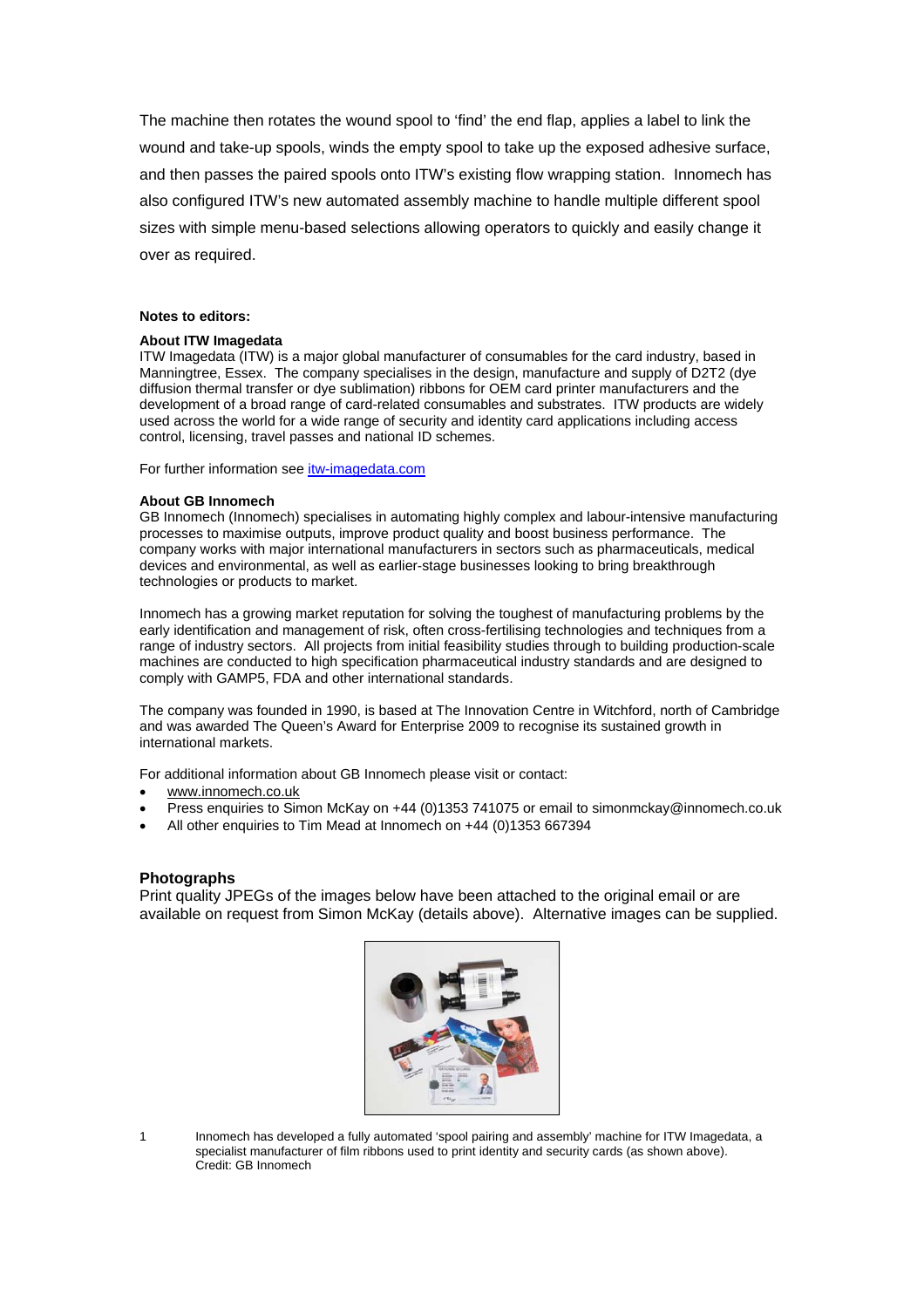The machine then rotates the wound spool to 'find' the end flap, applies a label to link the wound and take-up spools, winds the empty spool to take up the exposed adhesive surface, and then passes the paired spools onto ITW's existing flow wrapping station. Innomech has also configured ITW's new automated assembly machine to handle multiple different spool sizes with simple menu-based selections allowing operators to quickly and easily change it over as required.

**Notes to editors:**

**About ITW Imagedata**
ITW Imagedata (ITW) is a major global manufacturer of consumables for the card industry, based in Manningtree, Essex. The company specialises in the design, manufacture and supply of D2T2 (dye diffusion thermal transfer or dye sublimation) ribbons for OEM card printer manufacturers and the development of a broad range of card-related consumables and substrates. ITW products are widely used across the world for a wide range of security and identity card applications including access control, licensing, travel passes and national ID schemes.

For further information see itw-imagedata.com

**About GB Innomech**
GB Innomech (Innomech) specialises in automating highly complex and labour-intensive manufacturing processes to maximise outputs, improve product quality and boost business performance. The company works with major international manufacturers in sectors such as pharmaceuticals, medical devices and environmental, as well as earlier-stage businesses looking to bring breakthrough technologies or products to market.

Innomech has a growing market reputation for solving the toughest of manufacturing problems by the early identification and management of risk, often cross-fertilising technologies and techniques from a range of industry sectors. All projects from initial feasibility studies through to building production-scale machines are conducted to high specification pharmaceutical industry standards and are designed to comply with GAMP5, FDA and other international standards.

The company was founded in 1990, is based at The Innovation Centre in Witchford, north of Cambridge and was awarded The Queen's Award for Enterprise 2009 to recognise its sustained growth in international markets.

For additional information about GB Innomech please visit or contact:

- www.innomech.co.uk
- Press enquiries to Simon McKay on +44 (0)1353 741075 or email to simonmckay@innomech.co.uk
- All other enquiries to Tim Mead at Innomech on +44 (0)1353 667394

### Photographs

Print quality JPEGs of the images below have been attached to the original email or are available on request from Simon McKay (details above). Alternative images can be supplied.

1 Innomech has developed a fully automated 'spool pairing and assembly' machine for ITW Imagedata, a specialist manufacturer of film ribbons used to print identity and security cards (as shown above). Credit: GB Innomech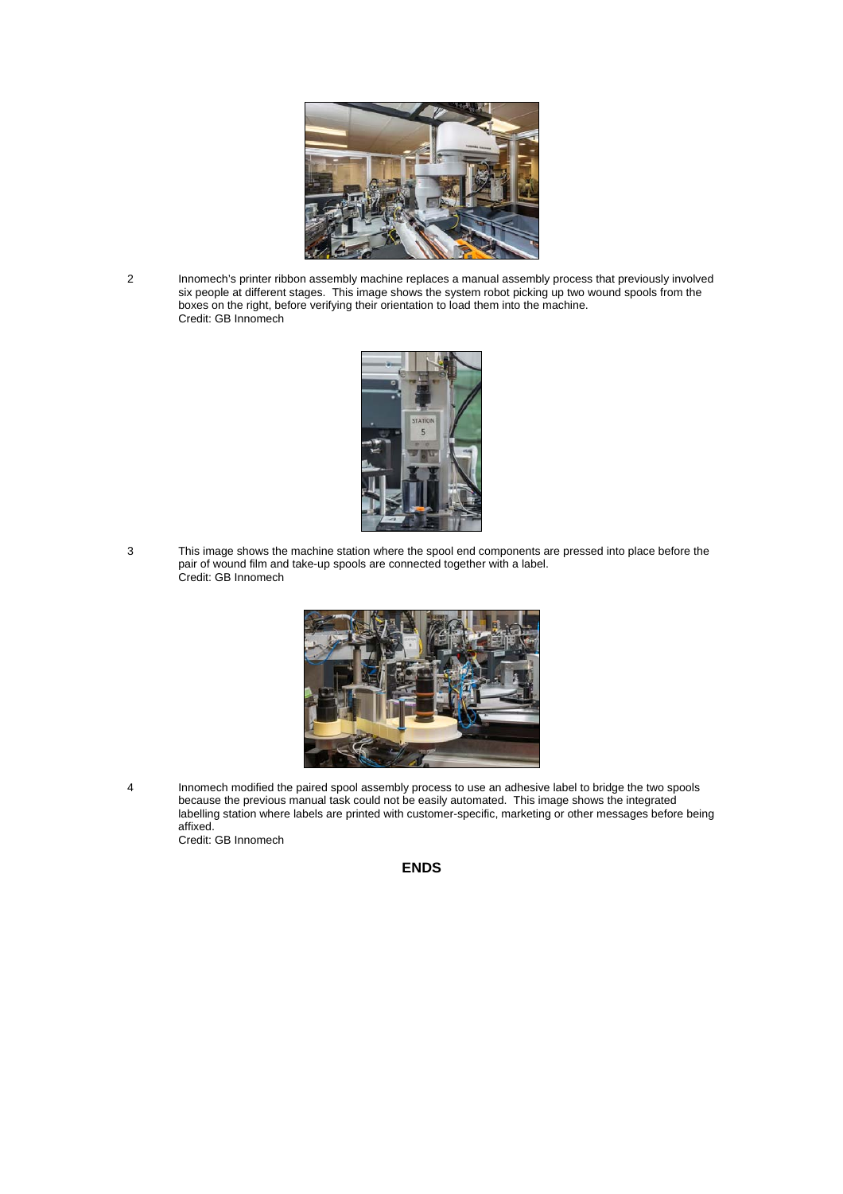2 Innomech's printer ribbon assembly machine replaces a manual assembly process that previously involved six people at different stages. This image shows the system robot picking up two wound spools from the boxes on the right, before verifying their orientation to load them into the machine.
Credit: GB Innomech

3 This image shows the machine station where the spool end components are pressed into place before the pair of wound film and take-up spools are connected together with a label.
Credit: GB Innomech

4 Innomech modified the paired spool assembly process to use an adhesive label to bridge the two spools because the previous manual task could not be easily automated. This image shows the integrated labelling station where labels are printed with customer-specific, marketing or other messages before being affixed.
Credit: GB Innomech

**ENDS**